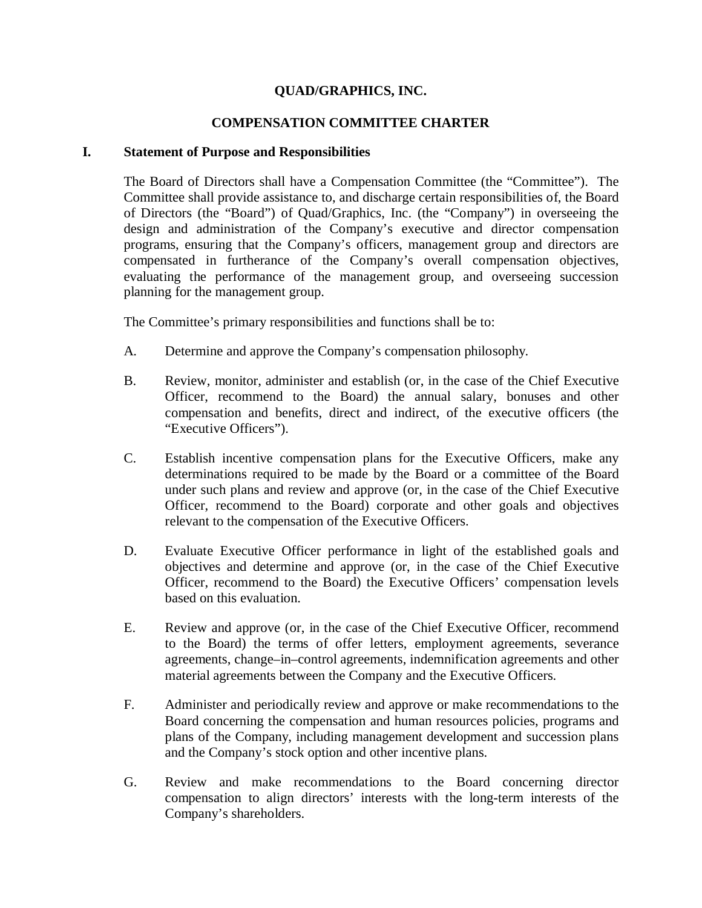**QUAD/GRAPHICS, INC.**

**COMPENSATION COMMITTEE CHARTER**

## I. Statement of Purpose and Responsibilities

The Board of Directors shall have a Compensation Committee (the "Committee"). The Committee shall provide assistance to, and discharge certain responsibilities of, the Board of Directors (the "Board") of Quad/Graphics, Inc. (the "Company") in overseeing the design and administration of the Company's executive and director compensation programs, ensuring that the Company's officers, management group and directors are compensated in furtherance of the Company's overall compensation objectives, evaluating the performance of the management group, and overseeing succession planning for the management group.

The Committee's primary responsibilities and functions shall be to:

A. Determine and approve the Company's compensation philosophy.

B. Review, monitor, administer and establish (or, in the case of the Chief Executive Officer, recommend to the Board) the annual salary, bonuses and other compensation and benefits, direct and indirect, of the executive officers (the "Executive Officers").

C. Establish incentive compensation plans for the Executive Officers, make any determinations required to be made by the Board or a committee of the Board under such plans and review and approve (or, in the case of the Chief Executive Officer, recommend to the Board) corporate and other goals and objectives relevant to the compensation of the Executive Officers.

D. Evaluate Executive Officer performance in light of the established goals and objectives and determine and approve (or, in the case of the Chief Executive Officer, recommend to the Board) the Executive Officers' compensation levels based on this evaluation.

E. Review and approve (or, in the case of the Chief Executive Officer, recommend to the Board) the terms of offer letters, employment agreements, severance agreements, change–in–control agreements, indemnification agreements and other material agreements between the Company and the Executive Officers.

F. Administer and periodically review and approve or make recommendations to the Board concerning the compensation and human resources policies, programs and plans of the Company, including management development and succession plans and the Company's stock option and other incentive plans.

G. Review and make recommendations to the Board concerning director compensation to align directors' interests with the long-term interests of the Company's shareholders.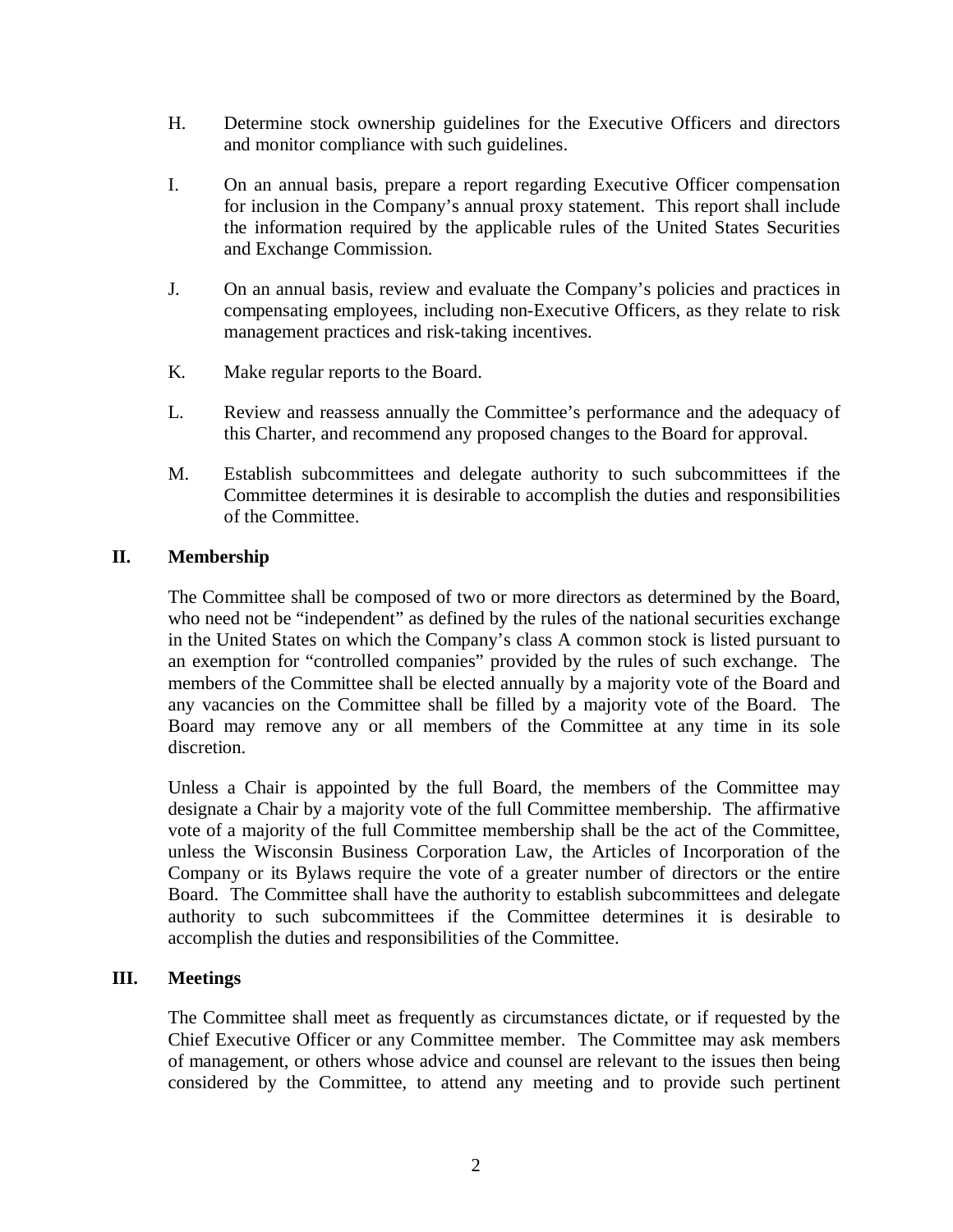H. Determine stock ownership guidelines for the Executive Officers and directors and monitor compliance with such guidelines.

I. On an annual basis, prepare a report regarding Executive Officer compensation for inclusion in the Company's annual proxy statement. This report shall include the information required by the applicable rules of the United States Securities and Exchange Commission.

J. On an annual basis, review and evaluate the Company's policies and practices in compensating employees, including non-Executive Officers, as they relate to risk management practices and risk-taking incentives.

K. Make regular reports to the Board.

L. Review and reassess annually the Committee's performance and the adequacy of this Charter, and recommend any proposed changes to the Board for approval.

M. Establish subcommittees and delegate authority to such subcommittees if the Committee determines it is desirable to accomplish the duties and responsibilities of the Committee.

## II. Membership

The Committee shall be composed of two or more directors as determined by the Board, who need not be "independent" as defined by the rules of the national securities exchange in the United States on which the Company's class A common stock is listed pursuant to an exemption for "controlled companies" provided by the rules of such exchange. The members of the Committee shall be elected annually by a majority vote of the Board and any vacancies on the Committee shall be filled by a majority vote of the Board. The Board may remove any or all members of the Committee at any time in its sole discretion.

Unless a Chair is appointed by the full Board, the members of the Committee may designate a Chair by a majority vote of the full Committee membership. The affirmative vote of a majority of the full Committee membership shall be the act of the Committee, unless the Wisconsin Business Corporation Law, the Articles of Incorporation of the Company or its Bylaws require the vote of a greater number of directors or the entire Board. The Committee shall have the authority to establish subcommittees and delegate authority to such subcommittees if the Committee determines it is desirable to accomplish the duties and responsibilities of the Committee.

## III. Meetings

The Committee shall meet as frequently as circumstances dictate, or if requested by the Chief Executive Officer or any Committee member. The Committee may ask members of management, or others whose advice and counsel are relevant to the issues then being considered by the Committee, to attend any meeting and to provide such pertinent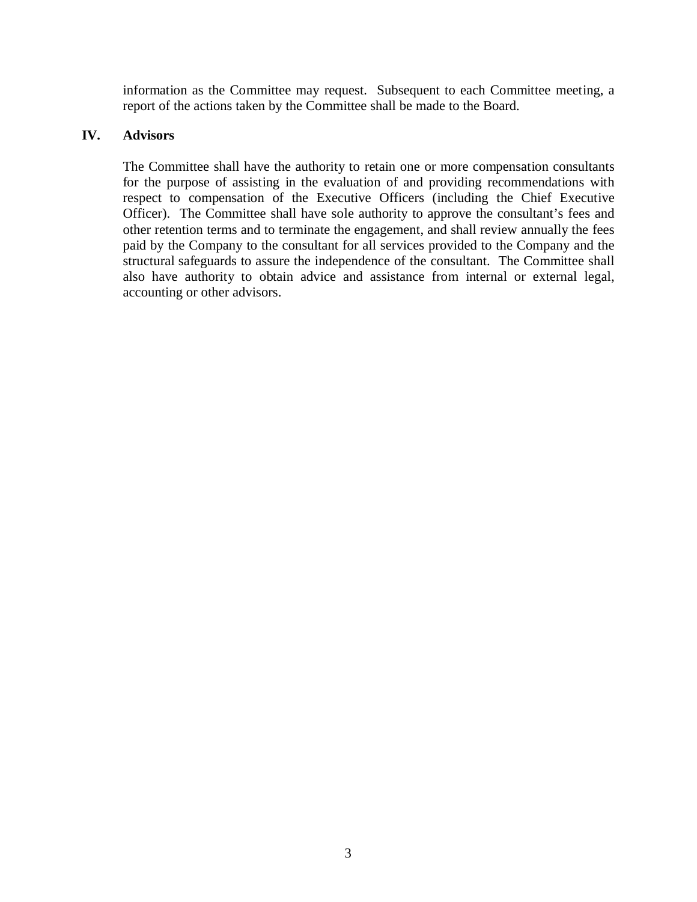information as the Committee may request. Subsequent to each Committee meeting, a report of the actions taken by the Committee shall be made to the Board.

## IV. Advisors

The Committee shall have the authority to retain one or more compensation consultants for the purpose of assisting in the evaluation of and providing recommendations with respect to compensation of the Executive Officers (including the Chief Executive Officer). The Committee shall have sole authority to approve the consultant's fees and other retention terms and to terminate the engagement, and shall review annually the fees paid by the Company to the consultant for all services provided to the Company and the structural safeguards to assure the independence of the consultant. The Committee shall also have authority to obtain advice and assistance from internal or external legal, accounting or other advisors.